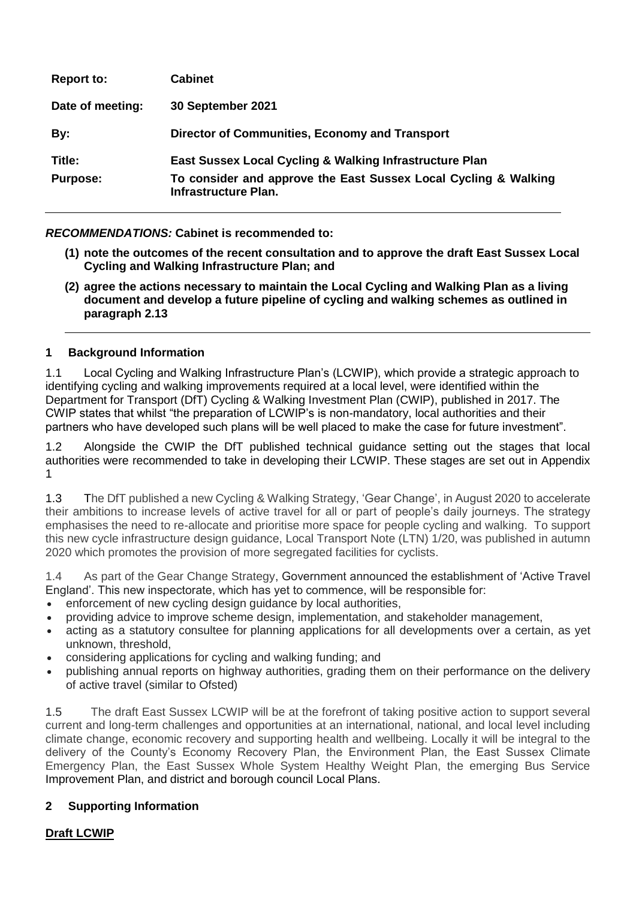| | |
|---|---|
| **Report to:** | **Cabinet** |
| **Date of meeting:** | **30 September 2021** |
| **By:** | **Director of Communities, Economy and Transport** |
| **Title:** | **East Sussex Local Cycling & Walking Infrastructure Plan** |
| **Purpose:** | **To consider and approve the East Sussex Local Cycling & Walking Infrastructure Plan.** |

***RECOMMENDATIONS:*** **Cabinet is recommended to:**

**(1) note the outcomes of the recent consultation and to approve the draft East Sussex Local Cycling and Walking Infrastructure Plan; and**

**(2) agree the actions necessary to maintain the Local Cycling and Walking Plan as a living document and develop a future pipeline of cycling and walking schemes as outlined in paragraph 2.13**

## 1 Background Information

1.1 Local Cycling and Walking Infrastructure Plan's (LCWIP), which provide a strategic approach to identifying cycling and walking improvements required at a local level, were identified within the Department for Transport (DfT) Cycling & Walking Investment Plan (CWIP), published in 2017. The CWIP states that whilst "the preparation of LCWIP's is non-mandatory, local authorities and their partners who have developed such plans will be well placed to make the case for future investment".

1.2 Alongside the CWIP the DfT published technical guidance setting out the stages that local authorities were recommended to take in developing their LCWIP. These stages are set out in Appendix 1

1.3 The DfT published a new Cycling & Walking Strategy, 'Gear Change', in August 2020 to accelerate their ambitions to increase levels of active travel for all or part of people's daily journeys. The strategy emphasises the need to re-allocate and prioritise more space for people cycling and walking. To support this new cycle infrastructure design guidance, Local Transport Note (LTN) 1/20, was published in autumn 2020 which promotes the provision of more segregated facilities for cyclists.

1.4 As part of the Gear Change Strategy, Government announced the establishment of 'Active Travel England'. This new inspectorate, which has yet to commence, will be responsible for:

- enforcement of new cycling design guidance by local authorities,
- providing advice to improve scheme design, implementation, and stakeholder management,
- acting as a statutory consultee for planning applications for all developments over a certain, as yet unknown, threshold,
- considering applications for cycling and walking funding; and
- publishing annual reports on highway authorities, grading them on their performance on the delivery of active travel (similar to Ofsted)

1.5 The draft East Sussex LCWIP will be at the forefront of taking positive action to support several current and long-term challenges and opportunities at an international, national, and local level including climate change, economic recovery and supporting health and wellbeing. Locally it will be integral to the delivery of the County's Economy Recovery Plan, the Environment Plan, the East Sussex Climate Emergency Plan, the East Sussex Whole System Healthy Weight Plan, the emerging Bus Service Improvement Plan, and district and borough council Local Plans.

## 2 Supporting Information

### Draft LCWIP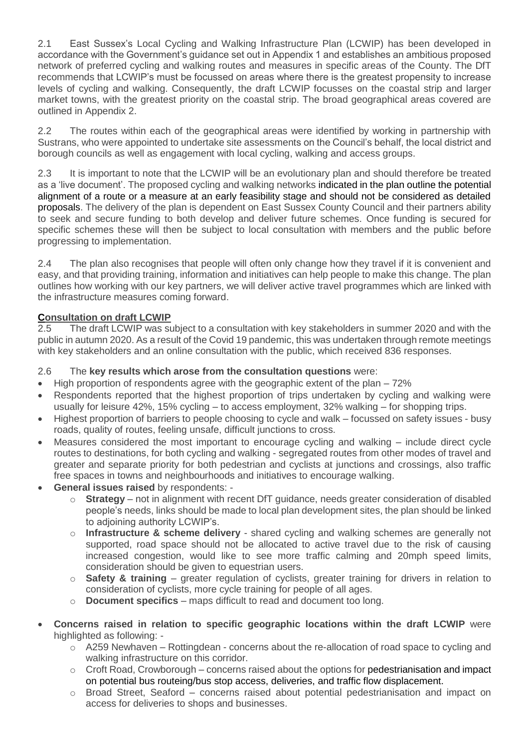2.1 East Sussex's Local Cycling and Walking Infrastructure Plan (LCWIP) has been developed in accordance with the Government's guidance set out in Appendix 1 and establishes an ambitious proposed network of preferred cycling and walking routes and measures in specific areas of the County. The DfT recommends that LCWIP's must be focussed on areas where there is the greatest propensity to increase levels of cycling and walking. Consequently, the draft LCWIP focusses on the coastal strip and larger market towns, with the greatest priority on the coastal strip. The broad geographical areas covered are outlined in Appendix 2.

2.2 The routes within each of the geographical areas were identified by working in partnership with Sustrans, who were appointed to undertake site assessments on the Council's behalf, the local district and borough councils as well as engagement with local cycling, walking and access groups.

2.3 It is important to note that the LCWIP will be an evolutionary plan and should therefore be treated as a 'live document'. The proposed cycling and walking networks indicated in the plan outline the potential alignment of a route or a measure at an early feasibility stage and should not be considered as detailed proposals. The delivery of the plan is dependent on East Sussex County Council and their partners ability to seek and secure funding to both develop and deliver future schemes. Once funding is secured for specific schemes these will then be subject to local consultation with members and the public before progressing to implementation.

2.4 The plan also recognises that people will often only change how they travel if it is convenient and easy, and that providing training, information and initiatives can help people to make this change. The plan outlines how working with our key partners, we will deliver active travel programmes which are linked with the infrastructure measures coming forward.

**Consultation on draft LCWIP**

2.5 The draft LCWIP was subject to a consultation with key stakeholders in summer 2020 and with the public in autumn 2020. As a result of the Covid 19 pandemic, this was undertaken through remote meetings with key stakeholders and an online consultation with the public, which received 836 responses.

2.6 The **key results which arose from the consultation questions** were:

- High proportion of respondents agree with the geographic extent of the plan – 72%
- Respondents reported that the highest proportion of trips undertaken by cycling and walking were usually for leisure 42%, 15% cycling – to access employment, 32% walking – for shopping trips.
- Highest proportion of barriers to people choosing to cycle and walk – focussed on safety issues - busy roads, quality of routes, feeling unsafe, difficult junctions to cross.
- Measures considered the most important to encourage cycling and walking – include direct cycle routes to destinations, for both cycling and walking - segregated routes from other modes of travel and greater and separate priority for both pedestrian and cyclists at junctions and crossings, also traffic free spaces in towns and neighbourhoods and initiatives to encourage walking.
- **General issues raised** by respondents: -
  - **Strategy** – not in alignment with recent DfT guidance, needs greater consideration of disabled people's needs, links should be made to local plan development sites, the plan should be linked to adjoining authority LCWIP's.
  - **Infrastructure & scheme delivery** - shared cycling and walking schemes are generally not supported, road space should not be allocated to active travel due to the risk of causing increased congestion, would like to see more traffic calming and 20mph speed limits, consideration should be given to equestrian users.
  - **Safety & training** – greater regulation of cyclists, greater training for drivers in relation to consideration of cyclists, more cycle training for people of all ages.
  - **Document specifics** – maps difficult to read and document too long.
- **Concerns raised in relation to specific geographic locations within the draft LCWIP** were highlighted as following: -
  - A259 Newhaven – Rottingdean - concerns about the re-allocation of road space to cycling and walking infrastructure on this corridor.
  - Croft Road, Crowborough – concerns raised about the options for pedestrianisation and impact on potential bus routeing/bus stop access, deliveries, and traffic flow displacement.
  - Broad Street, Seaford – concerns raised about potential pedestrianisation and impact on access for deliveries to shops and businesses.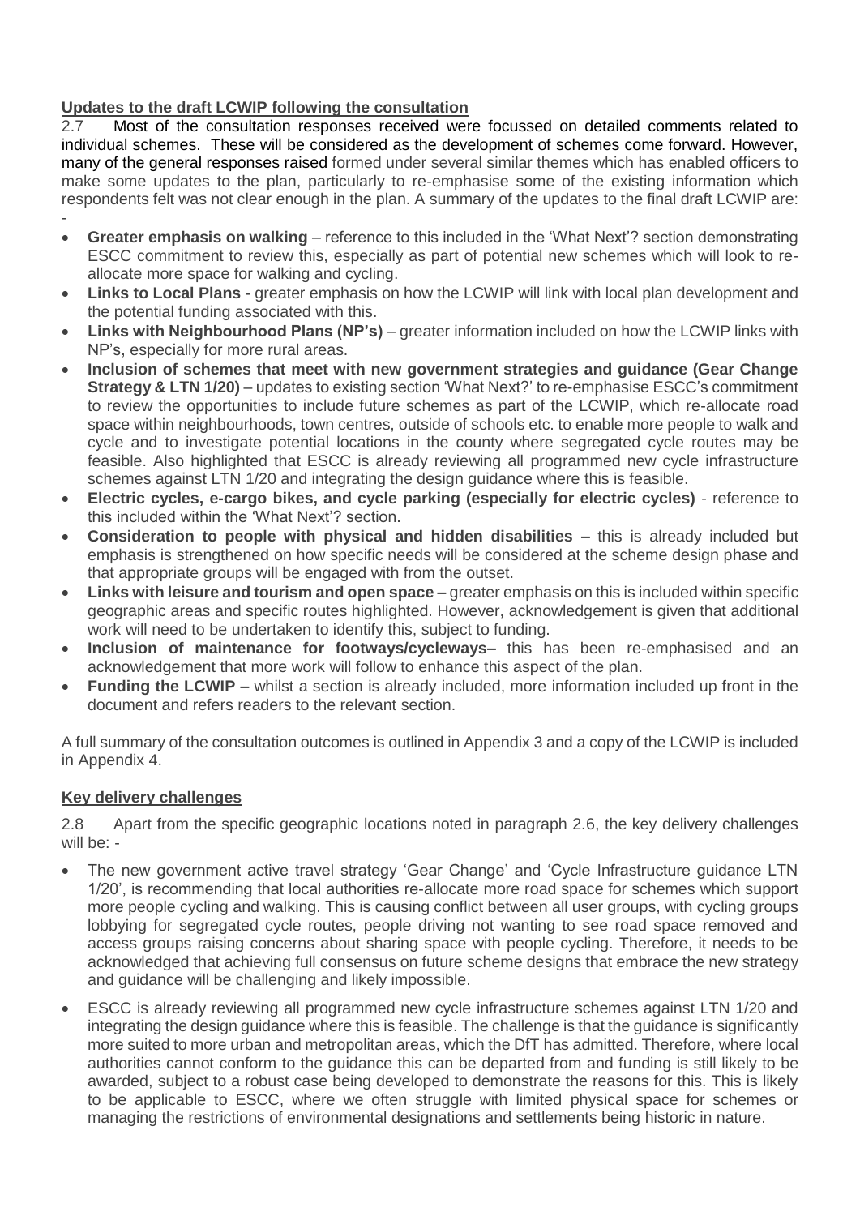**Updates to the draft LCWIP following the consultation**

2.7 Most of the consultation responses received were focussed on detailed comments related to individual schemes. These will be considered as the development of schemes come forward. However, many of the general responses raised formed under several similar themes which has enabled officers to make some updates to the plan, particularly to re-emphasise some of the existing information which respondents felt was not clear enough in the plan. A summary of the updates to the final draft LCWIP are: -

- **Greater emphasis on walking** – reference to this included in the 'What Next'? section demonstrating ESCC commitment to review this, especially as part of potential new schemes which will look to re-allocate more space for walking and cycling.
- **Links to Local Plans** - greater emphasis on how the LCWIP will link with local plan development and the potential funding associated with this.
- **Links with Neighbourhood Plans (NP's)** – greater information included on how the LCWIP links with NP's, especially for more rural areas.
- **Inclusion of schemes that meet with new government strategies and guidance (Gear Change Strategy & LTN 1/20)** – updates to existing section 'What Next?' to re-emphasise ESCC's commitment to review the opportunities to include future schemes as part of the LCWIP, which re-allocate road space within neighbourhoods, town centres, outside of schools etc. to enable more people to walk and cycle and to investigate potential locations in the county where segregated cycle routes may be feasible. Also highlighted that ESCC is already reviewing all programmed new cycle infrastructure schemes against LTN 1/20 and integrating the design guidance where this is feasible.
- **Electric cycles, e-cargo bikes, and cycle parking (especially for electric cycles)** - reference to this included within the 'What Next'? section.
- **Consideration to people with physical and hidden disabilities –** this is already included but emphasis is strengthened on how specific needs will be considered at the scheme design phase and that appropriate groups will be engaged with from the outset.
- **Links with leisure and tourism and open space –** greater emphasis on this is included within specific geographic areas and specific routes highlighted. However, acknowledgement is given that additional work will need to be undertaken to identify this, subject to funding.
- **Inclusion of maintenance for footways/cycleways–** this has been re-emphasised and an acknowledgement that more work will follow to enhance this aspect of the plan.
- **Funding the LCWIP –** whilst a section is already included, more information included up front in the document and refers readers to the relevant section.

A full summary of the consultation outcomes is outlined in Appendix 3 and a copy of the LCWIP is included in Appendix 4.

**Key delivery challenges**

2.8 Apart from the specific geographic locations noted in paragraph 2.6, the key delivery challenges will be: -

- The new government active travel strategy 'Gear Change' and 'Cycle Infrastructure guidance LTN 1/20', is recommending that local authorities re-allocate more road space for schemes which support more people cycling and walking. This is causing conflict between all user groups, with cycling groups lobbying for segregated cycle routes, people driving not wanting to see road space removed and access groups raising concerns about sharing space with people cycling. Therefore, it needs to be acknowledged that achieving full consensus on future scheme designs that embrace the new strategy and guidance will be challenging and likely impossible.
- ESCC is already reviewing all programmed new cycle infrastructure schemes against LTN 1/20 and integrating the design guidance where this is feasible. The challenge is that the guidance is significantly more suited to more urban and metropolitan areas, which the DfT has admitted. Therefore, where local authorities cannot conform to the guidance this can be departed from and funding is still likely to be awarded, subject to a robust case being developed to demonstrate the reasons for this. This is likely to be applicable to ESCC, where we often struggle with limited physical space for schemes or managing the restrictions of environmental designations and settlements being historic in nature.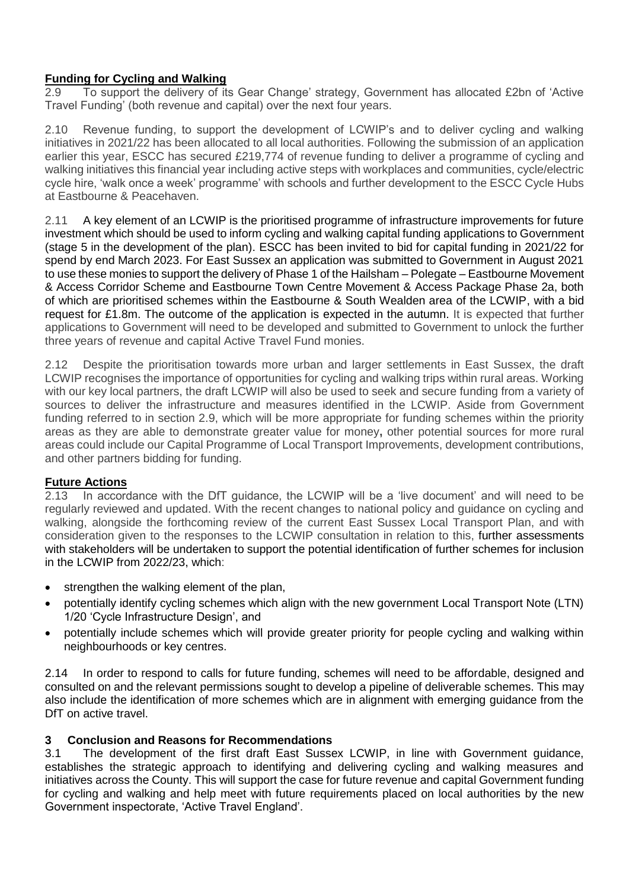## Funding for Cycling and Walking

2.9 To support the delivery of its Gear Change' strategy, Government has allocated £2bn of 'Active Travel Funding' (both revenue and capital) over the next four years.

2.10 Revenue funding, to support the development of LCWIP's and to deliver cycling and walking initiatives in 2021/22 has been allocated to all local authorities. Following the submission of an application earlier this year, ESCC has secured £219,774 of revenue funding to deliver a programme of cycling and walking initiatives this financial year including active steps with workplaces and communities, cycle/electric cycle hire, 'walk once a week' programme' with schools and further development to the ESCC Cycle Hubs at Eastbourne & Peacehaven.

2.11 A key element of an LCWIP is the prioritised programme of infrastructure improvements for future investment which should be used to inform cycling and walking capital funding applications to Government (stage 5 in the development of the plan). ESCC has been invited to bid for capital funding in 2021/22 for spend by end March 2023. For East Sussex an application was submitted to Government in August 2021 to use these monies to support the delivery of Phase 1 of the Hailsham – Polegate – Eastbourne Movement & Access Corridor Scheme and Eastbourne Town Centre Movement & Access Package Phase 2a, both of which are prioritised schemes within the Eastbourne & South Wealden area of the LCWIP, with a bid request for £1.8m. The outcome of the application is expected in the autumn. It is expected that further applications to Government will need to be developed and submitted to Government to unlock the further three years of revenue and capital Active Travel Fund monies.

2.12 Despite the prioritisation towards more urban and larger settlements in East Sussex, the draft LCWIP recognises the importance of opportunities for cycling and walking trips within rural areas. Working with our key local partners, the draft LCWIP will also be used to seek and secure funding from a variety of sources to deliver the infrastructure and measures identified in the LCWIP. Aside from Government funding referred to in section 2.9, which will be more appropriate for funding schemes within the priority areas as they are able to demonstrate greater value for money, other potential sources for more rural areas could include our Capital Programme of Local Transport Improvements, development contributions, and other partners bidding for funding.

## Future Actions

2.13 In accordance with the DfT guidance, the LCWIP will be a 'live document' and will need to be regularly reviewed and updated. With the recent changes to national policy and guidance on cycling and walking, alongside the forthcoming review of the current East Sussex Local Transport Plan, and with consideration given to the responses to the LCWIP consultation in relation to this, further assessments with stakeholders will be undertaken to support the potential identification of further schemes for inclusion in the LCWIP from 2022/23, which:

- strengthen the walking element of the plan,
- potentially identify cycling schemes which align with the new government Local Transport Note (LTN) 1/20 'Cycle Infrastructure Design', and
- potentially include schemes which will provide greater priority for people cycling and walking within neighbourhoods or key centres.

2.14 In order to respond to calls for future funding, schemes will need to be affordable, designed and consulted on and the relevant permissions sought to develop a pipeline of deliverable schemes. This may also include the identification of more schemes which are in alignment with emerging guidance from the DfT on active travel.

## 3 Conclusion and Reasons for Recommendations

3.1 The development of the first draft East Sussex LCWIP, in line with Government guidance, establishes the strategic approach to identifying and delivering cycling and walking measures and initiatives across the County. This will support the case for future revenue and capital Government funding for cycling and walking and help meet with future requirements placed on local authorities by the new Government inspectorate, 'Active Travel England'.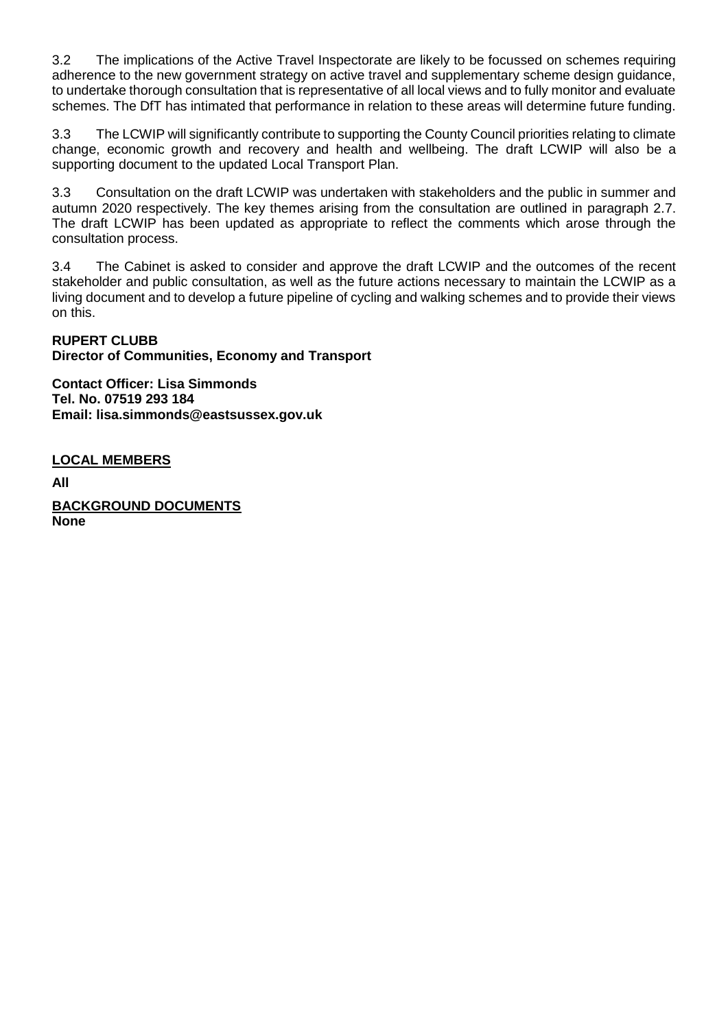3.2 The implications of the Active Travel Inspectorate are likely to be focussed on schemes requiring adherence to the new government strategy on active travel and supplementary scheme design guidance, to undertake thorough consultation that is representative of all local views and to fully monitor and evaluate schemes. The DfT has intimated that performance in relation to these areas will determine future funding.

3.3 The LCWIP will significantly contribute to supporting the County Council priorities relating to climate change, economic growth and recovery and health and wellbeing. The draft LCWIP will also be a supporting document to the updated Local Transport Plan.

3.3 Consultation on the draft LCWIP was undertaken with stakeholders and the public in summer and autumn 2020 respectively. The key themes arising from the consultation are outlined in paragraph 2.7. The draft LCWIP has been updated as appropriate to reflect the comments which arose through the consultation process.

3.4 The Cabinet is asked to consider and approve the draft LCWIP and the outcomes of the recent stakeholder and public consultation, as well as the future actions necessary to maintain the LCWIP as a living document and to develop a future pipeline of cycling and walking schemes and to provide their views on this.

**RUPERT CLUBB**
**Director of Communities, Economy and Transport**

**Contact Officer: Lisa Simmonds**
**Tel. No. 07519 293 184**
**Email: lisa.simmonds@eastsussex.gov.uk**

**LOCAL MEMBERS**

**All**

**BACKGROUND DOCUMENTS**
**None**